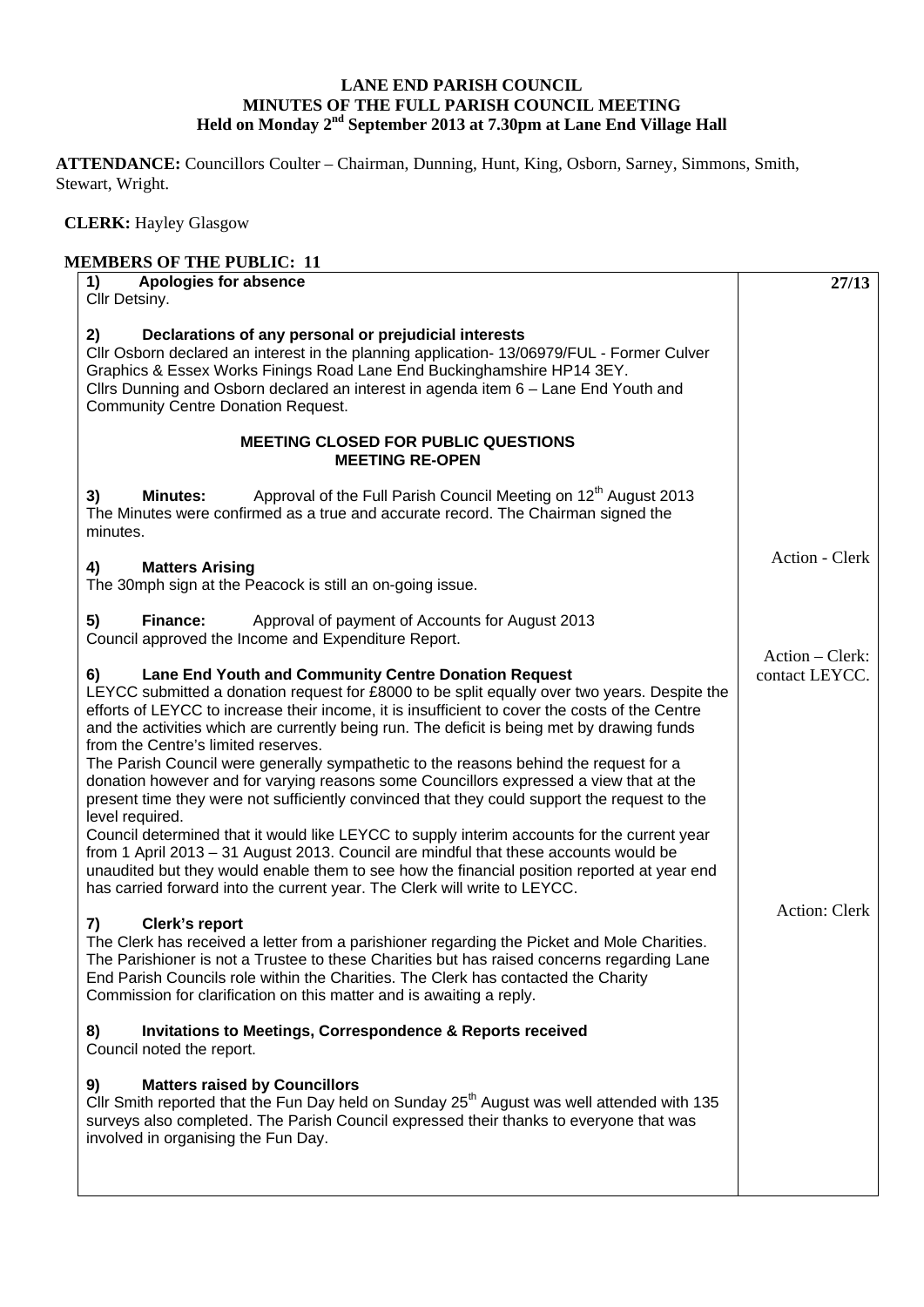**LANE END PARISH COUNCIL**
**MINUTES OF THE FULL PARISH COUNCIL MEETING**
**Held on Monday 2nd September 2013 at 7.30pm at Lane End Village Hall**

**ATTENDANCE:** Councillors Coulter – Chairman, Dunning, Hunt, King, Osborn, Sarney, Simmons, Smith, Stewart, Wright.

**CLERK:** Hayley Glasgow

**MEMBERS OF THE PUBLIC: 11**

| | |
|---|---|
| **1) Apologies for absence**<br>Cllr Detsiny. | **27/13** |
| **2) Declarations of any personal or prejudicial interests**<br>Cllr Osborn declared an interest in the planning application- 13/06979/FUL - Former Culver Graphics & Essex Works Finings Road Lane End Buckinghamshire HP14 3EY.<br>Cllrs Dunning and Osborn declared an interest in agenda item 6 – Lane End Youth and Community Centre Donation Request. | |
| **MEETING CLOSED FOR PUBLIC QUESTIONS**<br>**MEETING RE-OPEN** | |
| **3) Minutes:** Approval of the Full Parish Council Meeting on 12th August 2013<br>The Minutes were confirmed as a true and accurate record. The Chairman signed the minutes. | |
| **4) Matters Arising**<br>The 30mph sign at the Peacock is still an on-going issue. | Action - Clerk |
| **5) Finance:** Approval of payment of Accounts for August 2013<br>Council approved the Income and Expenditure Report. | |
| **6) Lane End Youth and Community Centre Donation Request**<br>LEYCC submitted a donation request for £8000 to be split equally over two years. Despite the efforts of LEYCC to increase their income, it is insufficient to cover the costs of the Centre and the activities which are currently being run. The deficit is being met by drawing funds from the Centre's limited reserves.<br>The Parish Council were generally sympathetic to the reasons behind the request for a donation however and for varying reasons some Councillors expressed a view that at the present time they were not sufficiently convinced that they could support the request to the level required.<br>Council determined that it would like LEYCC to supply interim accounts for the current year from 1 April 2013 – 31 August 2013. Council are mindful that these accounts would be unaudited but they would enable them to see how the financial position reported at year end has carried forward into the current year. The Clerk will write to LEYCC. | Action – Clerk: contact LEYCC. |
| **7) Clerk's report**<br>The Clerk has received a letter from a parishioner regarding the Picket and Mole Charities. The Parishioner is not a Trustee to these Charities but has raised concerns regarding Lane End Parish Councils role within the Charities. The Clerk has contacted the Charity Commission for clarification on this matter and is awaiting a reply. | Action: Clerk |
| **8) Invitations to Meetings, Correspondence & Reports received**<br>Council noted the report. | |
| **9) Matters raised by Councillors**<br>Cllr Smith reported that the Fun Day held on Sunday 25th August was well attended with 135 surveys also completed. The Parish Council expressed their thanks to everyone that was involved in organising the Fun Day. | |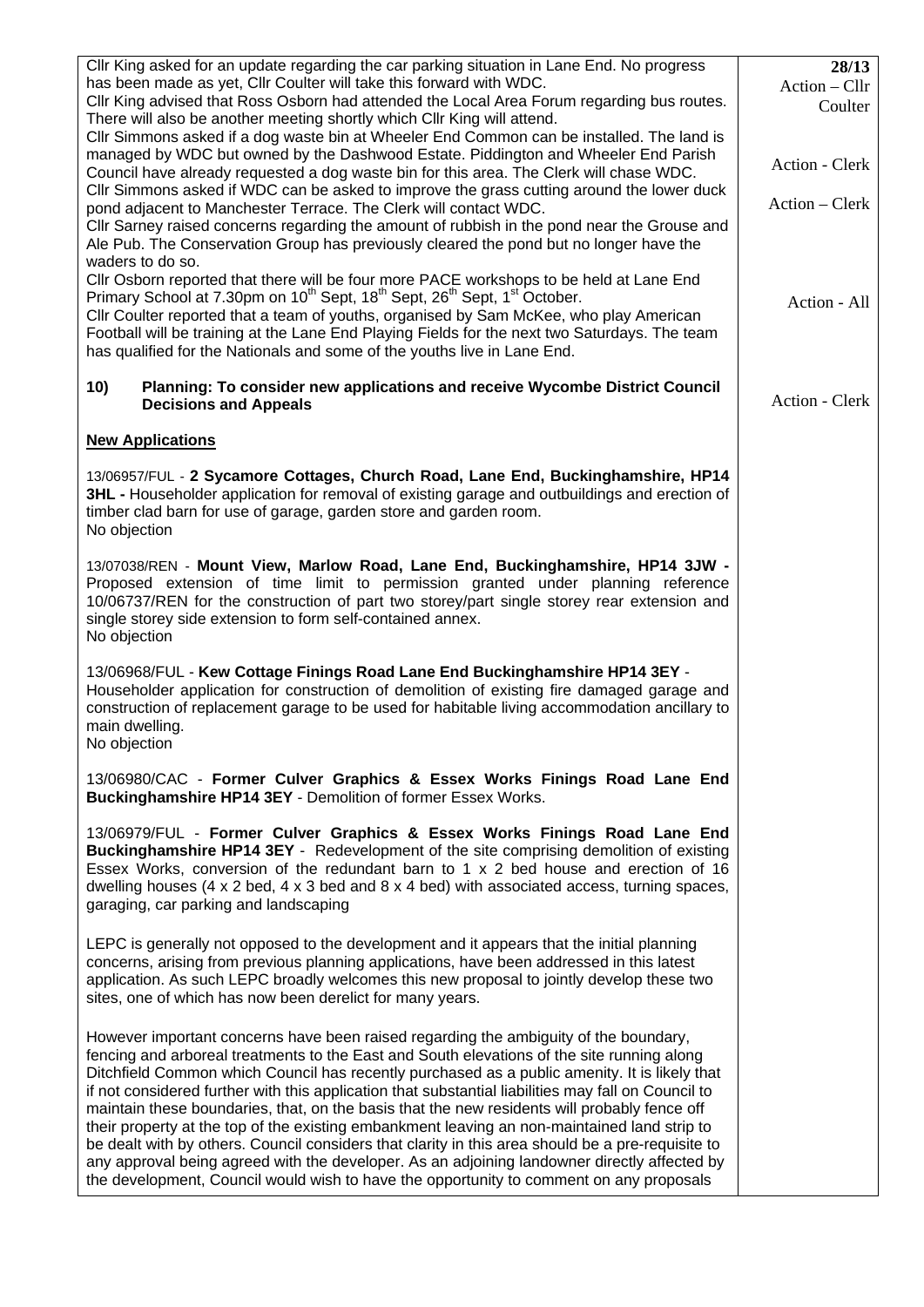| | |
|---|---|
| Cllr King asked for an update regarding the car parking situation in Lane End. No progress has been made as yet, Cllr Coulter will take this forward with WDC. | **28/13** Action – Cllr Coulter |
| Cllr King advised that Ross Osborn had attended the Local Area Forum regarding bus routes. There will also be another meeting shortly which Cllr King will attend. | |
| Cllr Simmons asked if a dog waste bin at Wheeler End Common can be installed. The land is managed by WDC but owned by the Dashwood Estate. Piddington and Wheeler End Parish Council have already requested a dog waste bin for this area. The Clerk will chase WDC. | Action - Clerk |
| Cllr Simmons asked if WDC can be asked to improve the grass cutting around the lower duck pond adjacent to Manchester Terrace. The Clerk will contact WDC. | Action – Clerk |
| Cllr Sarney raised concerns regarding the amount of rubbish in the pond near the Grouse and Ale Pub. The Conservation Group has previously cleared the pond but no longer have the waders to do so. | |
| Cllr Osborn reported that there will be four more PACE workshops to be held at Lane End Primary School at 7.30pm on 10th Sept, 18th Sept, 26th Sept, 1st October. | Action - All |
| Cllr Coulter reported that a team of youths, organised by Sam McKee, who play American Football will be training at the Lane End Playing Fields for the next two Saturdays. The team has qualified for the Nationals and some of the youths live in Lane End. | |
| **10) Planning: To consider new applications and receive Wycombe District Council Decisions and Appeals** | Action - Clerk |

**New Applications**

13/06957/FUL - **2 Sycamore Cottages, Church Road, Lane End, Buckinghamshire, HP14 3HL -** Householder application for removal of existing garage and outbuildings and erection of timber clad barn for use of garage, garden store and garden room.
No objection

13/07038/REN - **Mount View, Marlow Road, Lane End, Buckinghamshire, HP14 3JW -** Proposed extension of time limit to permission granted under planning reference 10/06737/REN for the construction of part two storey/part single storey rear extension and single storey side extension to form self-contained annex.
No objection

13/06968/FUL - **Kew Cottage Finings Road Lane End Buckinghamshire HP14 3EY** - Householder application for construction of demolition of existing fire damaged garage and construction of replacement garage to be used for habitable living accommodation ancillary to main dwelling.
No objection

13/06980/CAC - **Former Culver Graphics & Essex Works Finings Road Lane End Buckinghamshire HP14 3EY** - Demolition of former Essex Works.

13/06979/FUL - **Former Culver Graphics & Essex Works Finings Road Lane End Buckinghamshire HP14 3EY** - Redevelopment of the site comprising demolition of existing Essex Works, conversion of the redundant barn to 1 x 2 bed house and erection of 16 dwelling houses (4 x 2 bed, 4 x 3 bed and 8 x 4 bed) with associated access, turning spaces, garaging, car parking and landscaping

LEPC is generally not opposed to the development and it appears that the initial planning concerns, arising from previous planning applications, have been addressed in this latest application. As such LEPC broadly welcomes this new proposal to jointly develop these two sites, one of which has now been derelict for many years.

However important concerns have been raised regarding the ambiguity of the boundary, fencing and arboreal treatments to the East and South elevations of the site running along Ditchfield Common which Council has recently purchased as a public amenity. It is likely that if not considered further with this application that substantial liabilities may fall on Council to maintain these boundaries, that, on the basis that the new residents will probably fence off their property at the top of the existing embankment leaving an non-maintained land strip to be dealt with by others. Council considers that clarity in this area should be a pre-requisite to any approval being agreed with the developer. As an adjoining landowner directly affected by the development, Council would wish to have the opportunity to comment on any proposals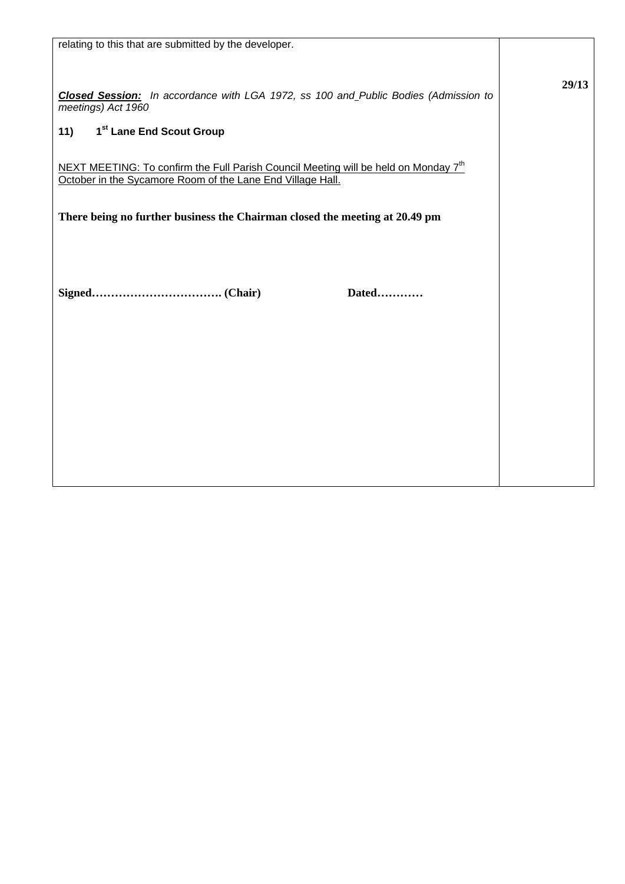relating to this that are submitted by the developer.

29/13

***Closed Session:*** *In accordance with LGA 1972, ss 100 and Public Bodies (Admission to meetings) Act 1960*

**11) 1st Lane End Scout Group**

NEXT MEETING: To confirm the Full Parish Council Meeting will be held on Monday 7th October in the Sycamore Room of the Lane End Village Hall.

**There being no further business the Chairman closed the meeting at 20.49 pm**

**Signed……………………………. (Chair) Dated…………**